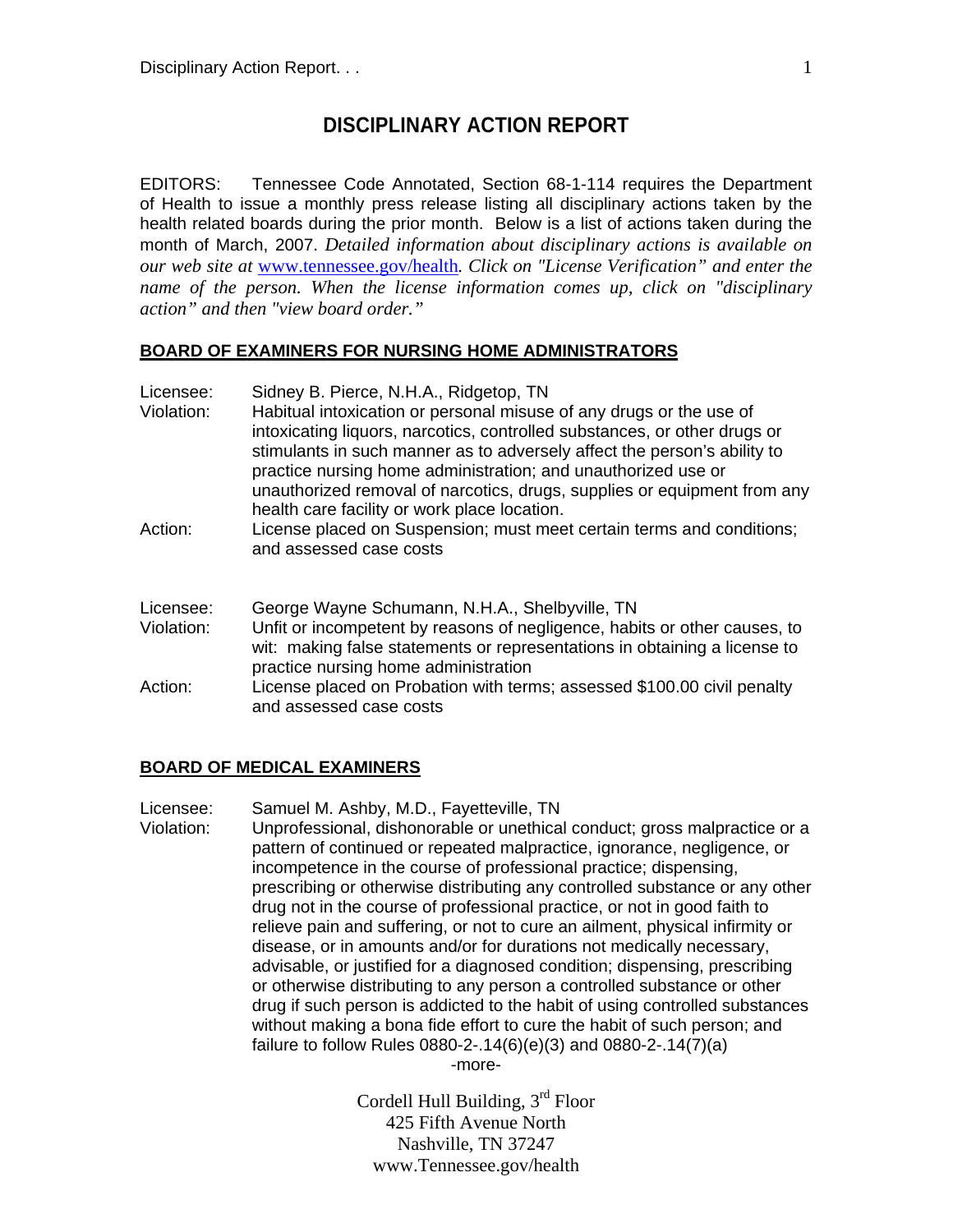# DISCIPLINARY ACTION REPORT

EDITORS: Tennessee Code Annotated, Section 68-1-114 requires the Department of Health to issue a monthly press release listing all disciplinary actions taken by the health related boards during the prior month. Below is a list of actions taken during the month of March, 2007. *Detailed information about disciplinary actions is available on our web site at* www.tennessee.gov/health*. Click on "License Verification" and enter the name of the person. When the license information comes up, click on "disciplinary action" and then "view board order."*

## BOARD OF EXAMINERS FOR NURSING HOME ADMINISTRATORS

Licensee: Sidney B. Pierce, N.H.A., Ridgetop, TN

Violation: Habitual intoxication or personal misuse of any drugs or the use of intoxicating liquors, narcotics, controlled substances, or other drugs or stimulants in such manner as to adversely affect the person's ability to practice nursing home administration; and unauthorized use or unauthorized removal of narcotics, drugs, supplies or equipment from any health care facility or work place location.

Action: License placed on Suspension; must meet certain terms and conditions; and assessed case costs

Licensee: George Wayne Schumann, N.H.A., Shelbyville, TN

Violation: Unfit or incompetent by reasons of negligence, habits or other causes, to wit: making false statements or representations in obtaining a license to practice nursing home administration

Action: License placed on Probation with terms; assessed $100.00 civil penalty and assessed case costs

## BOARD OF MEDICAL EXAMINERS

Licensee: Samuel M. Ashby, M.D., Fayetteville, TN

Violation: Unprofessional, dishonorable or unethical conduct; gross malpractice or a pattern of continued or repeated malpractice, ignorance, negligence, or incompetence in the course of professional practice; dispensing, prescribing or otherwise distributing any controlled substance or any other drug not in the course of professional practice, or not in good faith to relieve pain and suffering, or not to cure an ailment, physical infirmity or disease, or in amounts and/or for durations not medically necessary, advisable, or justified for a diagnosed condition; dispensing, prescribing or otherwise distributing to any person a controlled substance or other drug if such person is addicted to the habit of using controlled substances without making a bona fide effort to cure the habit of such person; and failure to follow Rules 0880-2-.14(6)(e)(3) and 0880-2-.14(7)(a)

-more-

Cordell Hull Building, 3rd Floor
425 Fifth Avenue North
Nashville, TN 37247
www.Tennessee.gov/health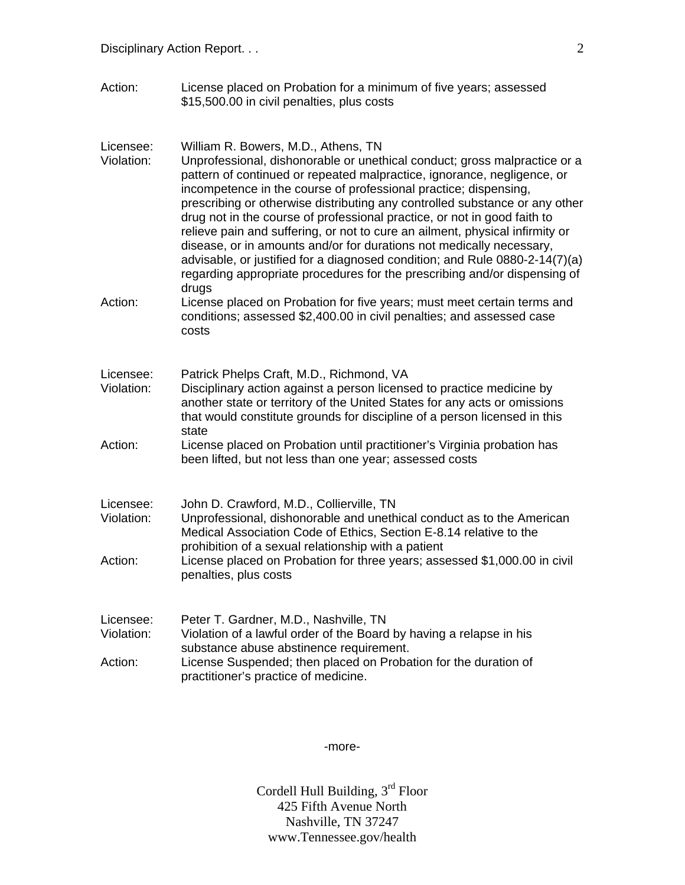Action: License placed on Probation for a minimum of five years; assessed $15,500.00 in civil penalties, plus costs

Licensee: William R. Bowers, M.D., Athens, TN
Violation: Unprofessional, dishonorable or unethical conduct; gross malpractice or a pattern of continued or repeated malpractice, ignorance, negligence, or incompetence in the course of professional practice; dispensing, prescribing or otherwise distributing any controlled substance or any other drug not in the course of professional practice, or not in good faith to relieve pain and suffering, or not to cure an ailment, physical infirmity or disease, or in amounts and/or for durations not medically necessary, advisable, or justified for a diagnosed condition; and Rule 0880-2-14(7)(a) regarding appropriate procedures for the prescribing and/or dispensing of drugs
Action: License placed on Probation for five years; must meet certain terms and conditions; assessed $2,400.00 in civil penalties; and assessed case costs

Licensee: Patrick Phelps Craft, M.D., Richmond, VA
Violation: Disciplinary action against a person licensed to practice medicine by another state or territory of the United States for any acts or omissions that would constitute grounds for discipline of a person licensed in this state
Action: License placed on Probation until practitioner's Virginia probation has been lifted, but not less than one year; assessed costs

Licensee: John D. Crawford, M.D., Collierville, TN
Violation: Unprofessional, dishonorable and unethical conduct as to the American Medical Association Code of Ethics, Section E-8.14 relative to the prohibition of a sexual relationship with a patient
Action: License placed on Probation for three years; assessed $1,000.00 in civil penalties, plus costs

Licensee: Peter T. Gardner, M.D., Nashville, TN
Violation: Violation of a lawful order of the Board by having a relapse in his substance abuse abstinence requirement.
Action: License Suspended; then placed on Probation for the duration of practitioner's practice of medicine.

-more-

Cordell Hull Building, 3rd Floor
425 Fifth Avenue North
Nashville, TN 37247
www.Tennessee.gov/health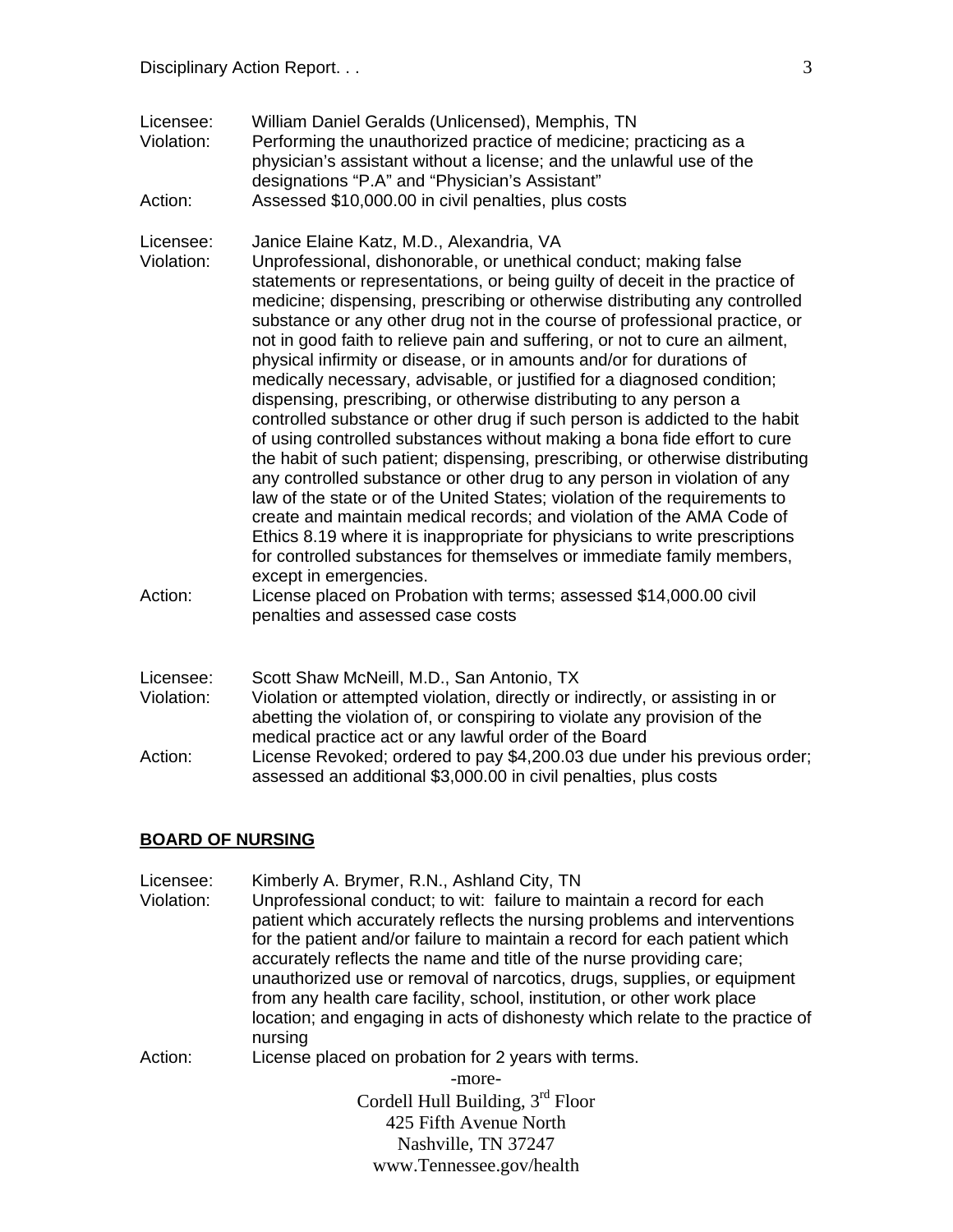Licensee: William Daniel Geralds (Unlicensed), Memphis, TN
Violation: Performing the unauthorized practice of medicine; practicing as a physician's assistant without a license; and the unlawful use of the designations "P.A" and "Physician's Assistant"
Action: Assessed $10,000.00 in civil penalties, plus costs

Licensee: Janice Elaine Katz, M.D., Alexandria, VA
Violation: Unprofessional, dishonorable, or unethical conduct; making false statements or representations, or being guilty of deceit in the practice of medicine; dispensing, prescribing or otherwise distributing any controlled substance or any other drug not in the course of professional practice, or not in good faith to relieve pain and suffering, or not to cure an ailment, physical infirmity or disease, or in amounts and/or for durations of medically necessary, advisable, or justified for a diagnosed condition; dispensing, prescribing, or otherwise distributing to any person a controlled substance or other drug if such person is addicted to the habit of using controlled substances without making a bona fide effort to cure the habit of such patient; dispensing, prescribing, or otherwise distributing any controlled substance or other drug to any person in violation of any law of the state or of the United States; violation of the requirements to create and maintain medical records; and violation of the AMA Code of Ethics 8.19 where it is inappropriate for physicians to write prescriptions for controlled substances for themselves or immediate family members, except in emergencies.
Action: License placed on Probation with terms; assessed $14,000.00 civil penalties and assessed case costs

Licensee: Scott Shaw McNeill, M.D., San Antonio, TX
Violation: Violation or attempted violation, directly or indirectly, or assisting in or abetting the violation of, or conspiring to violate any provision of the medical practice act or any lawful order of the Board
Action: License Revoked; ordered to pay $4,200.03 due under his previous order; assessed an additional $3,000.00 in civil penalties, plus costs

## BOARD OF NURSING

Licensee: Kimberly A. Brymer, R.N., Ashland City, TN
Violation: Unprofessional conduct; to wit: failure to maintain a record for each patient which accurately reflects the nursing problems and interventions for the patient and/or failure to maintain a record for each patient which accurately reflects the name and title of the nurse providing care; unauthorized use or removal of narcotics, drugs, supplies, or equipment from any health care facility, school, institution, or other work place location; and engaging in acts of dishonesty which relate to the practice of nursing
Action: License placed on probation for 2 years with terms.

-more-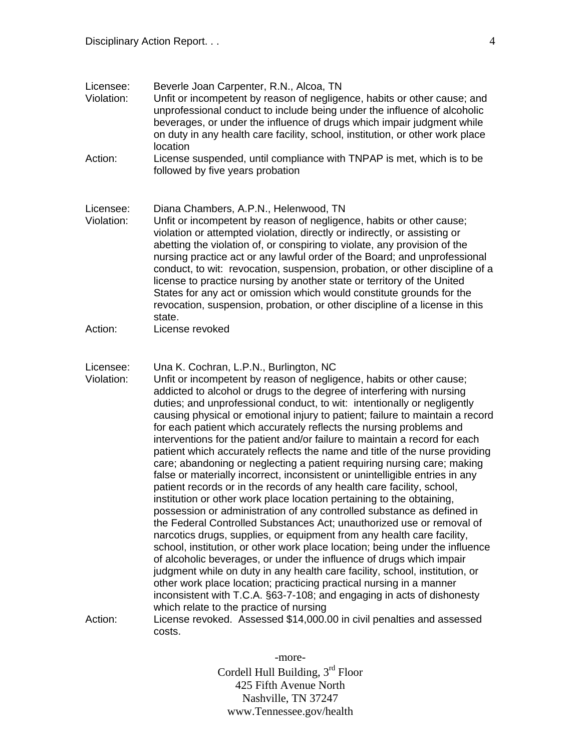Licensee: Beverle Joan Carpenter, R.N., Alcoa, TN
Violation: Unfit or incompetent by reason of negligence, habits or other cause; and unprofessional conduct to include being under the influence of alcoholic beverages, or under the influence of drugs which impair judgment while on duty in any health care facility, school, institution, or other work place location
Action: License suspended, until compliance with TNPAP is met, which is to be followed by five years probation

Licensee: Diana Chambers, A.P.N., Helenwood, TN
Violation: Unfit or incompetent by reason of negligence, habits or other cause; violation or attempted violation, directly or indirectly, or assisting or abetting the violation of, or conspiring to violate, any provision of the nursing practice act or any lawful order of the Board; and unprofessional conduct, to wit: revocation, suspension, probation, or other discipline of a license to practice nursing by another state or territory of the United States for any act or omission which would constitute grounds for the revocation, suspension, probation, or other discipline of a license in this state.
Action: License revoked

Licensee: Una K. Cochran, L.P.N., Burlington, NC
Violation: Unfit or incompetent by reason of negligence, habits or other cause; addicted to alcohol or drugs to the degree of interfering with nursing duties; and unprofessional conduct, to wit: intentionally or negligently causing physical or emotional injury to patient; failure to maintain a record for each patient which accurately reflects the nursing problems and interventions for the patient and/or failure to maintain a record for each patient which accurately reflects the name and title of the nurse providing care; abandoning or neglecting a patient requiring nursing care; making false or materially incorrect, inconsistent or unintelligible entries in any patient records or in the records of any health care facility, school, institution or other work place location pertaining to the obtaining, possession or administration of any controlled substance as defined in the Federal Controlled Substances Act; unauthorized use or removal of narcotics drugs, supplies, or equipment from any health care facility, school, institution, or other work place location; being under the influence of alcoholic beverages, or under the influence of drugs which impair judgment while on duty in any health care facility, school, institution, or other work place location; practicing practical nursing in a manner inconsistent with T.C.A. §63-7-108; and engaging in acts of dishonesty which relate to the practice of nursing
Action: License revoked. Assessed $14,000.00 in civil penalties and assessed costs.

-more-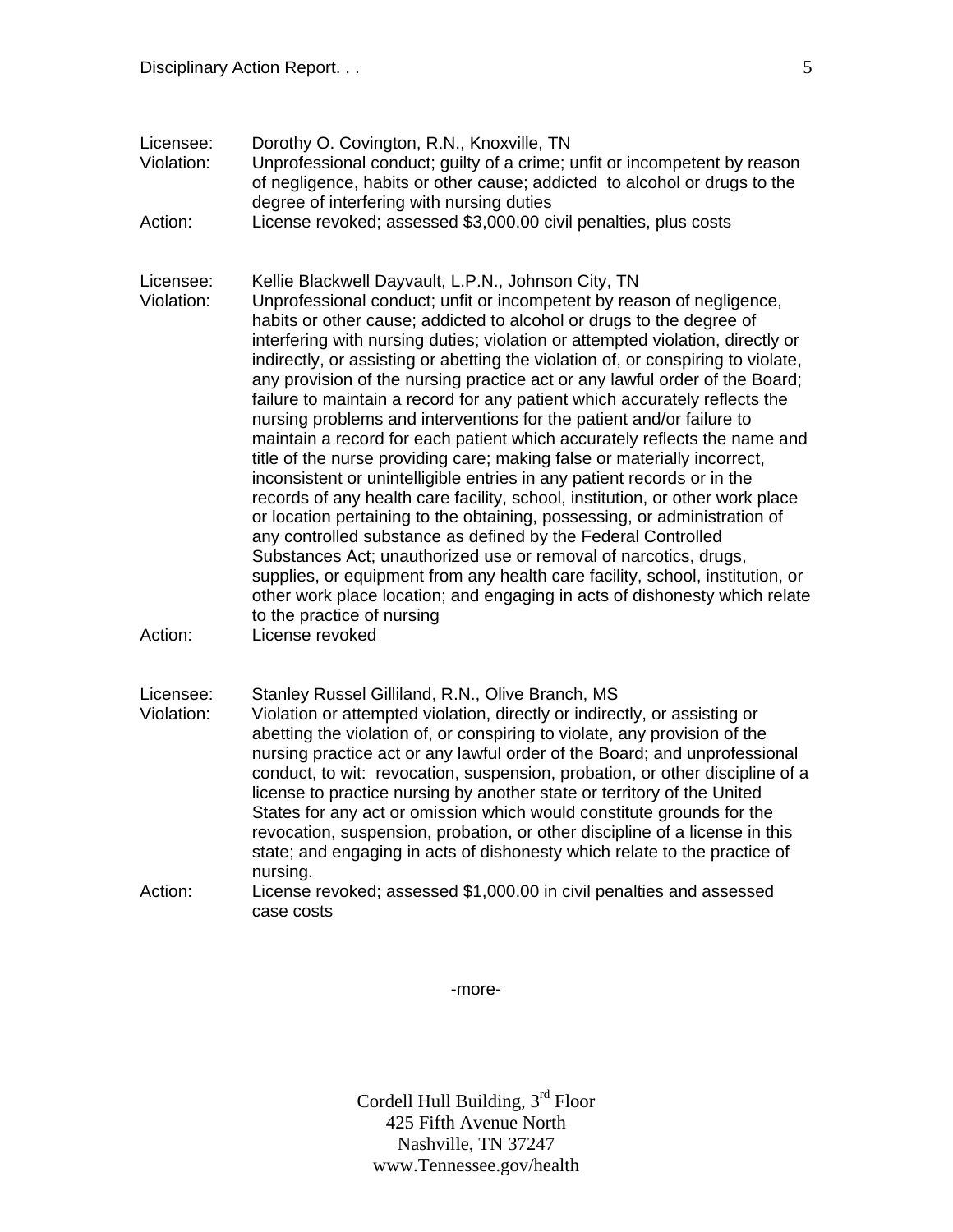Licensee: Dorothy O. Covington, R.N., Knoxville, TN
Violation: Unprofessional conduct; guilty of a crime; unfit or incompetent by reason of negligence, habits or other cause; addicted to alcohol or drugs to the degree of interfering with nursing duties
Action: License revoked; assessed $3,000.00 civil penalties, plus costs

Licensee: Kellie Blackwell Dayvault, L.P.N., Johnson City, TN
Violation: Unprofessional conduct; unfit or incompetent by reason of negligence, habits or other cause; addicted to alcohol or drugs to the degree of interfering with nursing duties; violation or attempted violation, directly or indirectly, or assisting or abetting the violation of, or conspiring to violate, any provision of the nursing practice act or any lawful order of the Board; failure to maintain a record for any patient which accurately reflects the nursing problems and interventions for the patient and/or failure to maintain a record for each patient which accurately reflects the name and title of the nurse providing care; making false or materially incorrect, inconsistent or unintelligible entries in any patient records or in the records of any health care facility, school, institution, or other work place or location pertaining to the obtaining, possessing, or administration of any controlled substance as defined by the Federal Controlled Substances Act; unauthorized use or removal of narcotics, drugs, supplies, or equipment from any health care facility, school, institution, or other work place location; and engaging in acts of dishonesty which relate to the practice of nursing
Action: License revoked

Licensee: Stanley Russel Gilliland, R.N., Olive Branch, MS
Violation: Violation or attempted violation, directly or indirectly, or assisting or abetting the violation of, or conspiring to violate, any provision of the nursing practice act or any lawful order of the Board; and unprofessional conduct, to wit: revocation, suspension, probation, or other discipline of a license to practice nursing by another state or territory of the United States for any act or omission which would constitute grounds for the revocation, suspension, probation, or other discipline of a license in this state; and engaging in acts of dishonesty which relate to the practice of nursing.
Action: License revoked; assessed $1,000.00 in civil penalties and assessed case costs

-more-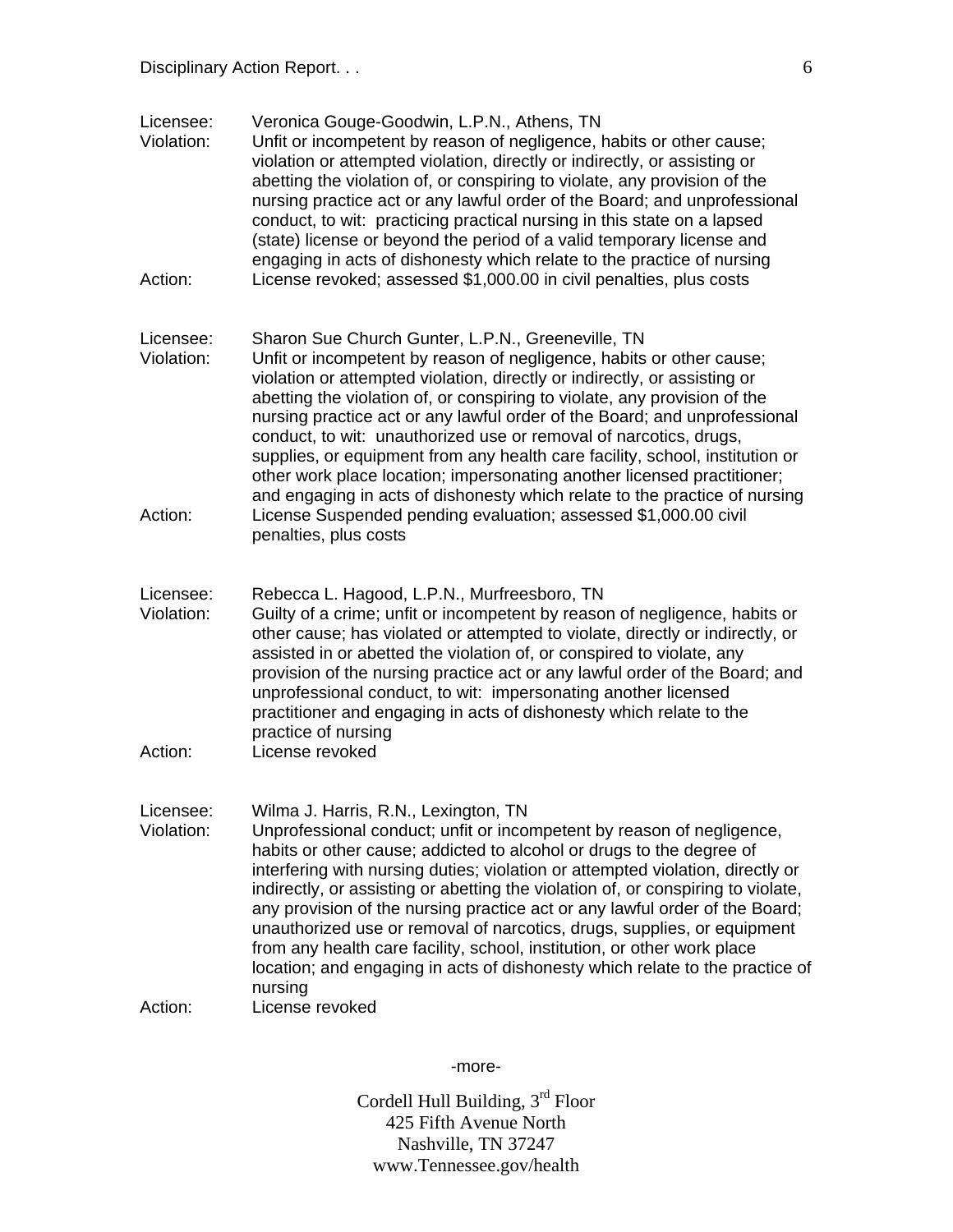Licensee: Veronica Gouge-Goodwin, L.P.N., Athens, TN
Violation: Unfit or incompetent by reason of negligence, habits or other cause; violation or attempted violation, directly or indirectly, or assisting or abetting the violation of, or conspiring to violate, any provision of the nursing practice act or any lawful order of the Board; and unprofessional conduct, to wit: practicing practical nursing in this state on a lapsed (state) license or beyond the period of a valid temporary license and engaging in acts of dishonesty which relate to the practice of nursing
Action: License revoked; assessed $1,000.00 in civil penalties, plus costs

Licensee: Sharon Sue Church Gunter, L.P.N., Greeneville, TN
Violation: Unfit or incompetent by reason of negligence, habits or other cause; violation or attempted violation, directly or indirectly, or assisting or abetting the violation of, or conspiring to violate, any provision of the nursing practice act or any lawful order of the Board; and unprofessional conduct, to wit: unauthorized use or removal of narcotics, drugs, supplies, or equipment from any health care facility, school, institution or other work place location; impersonating another licensed practitioner; and engaging in acts of dishonesty which relate to the practice of nursing
Action: License Suspended pending evaluation; assessed $1,000.00 civil penalties, plus costs

Licensee: Rebecca L. Hagood, L.P.N., Murfreesboro, TN
Violation: Guilty of a crime; unfit or incompetent by reason of negligence, habits or other cause; has violated or attempted to violate, directly or indirectly, or assisted in or abetted the violation of, or conspired to violate, any provision of the nursing practice act or any lawful order of the Board; and unprofessional conduct, to wit: impersonating another licensed practitioner and engaging in acts of dishonesty which relate to the practice of nursing
Action: License revoked

Licensee: Wilma J. Harris, R.N., Lexington, TN
Violation: Unprofessional conduct; unfit or incompetent by reason of negligence, habits or other cause; addicted to alcohol or drugs to the degree of interfering with nursing duties; violation or attempted violation, directly or indirectly, or assisting or abetting the violation of, or conspiring to violate, any provision of the nursing practice act or any lawful order of the Board; unauthorized use or removal of narcotics, drugs, supplies, or equipment from any health care facility, school, institution, or other work place location; and engaging in acts of dishonesty which relate to the practice of nursing
Action: License revoked

-more-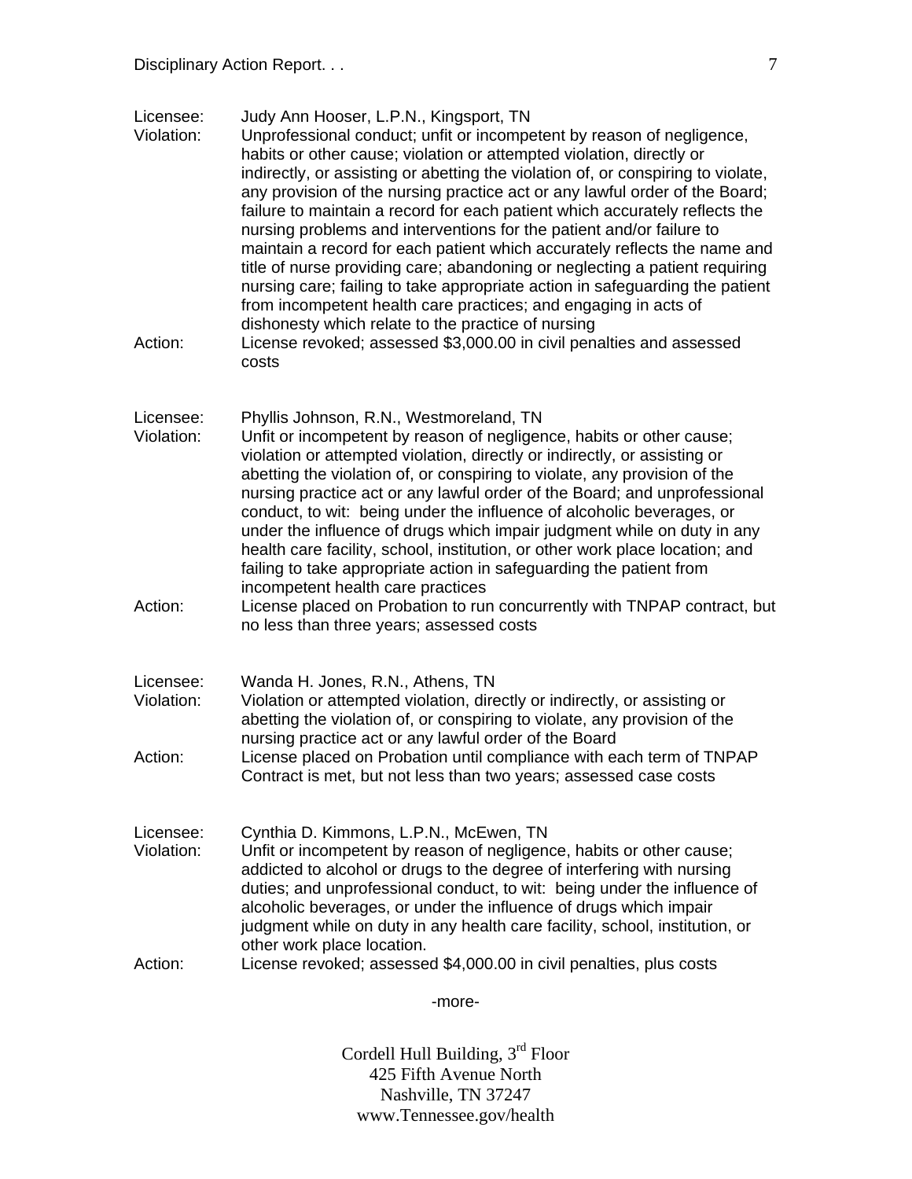Licensee: Judy Ann Hooser, L.P.N., Kingsport, TN
Violation: Unprofessional conduct; unfit or incompetent by reason of negligence, habits or other cause; violation or attempted violation, directly or indirectly, or assisting or abetting the violation of, or conspiring to violate, any provision of the nursing practice act or any lawful order of the Board; failure to maintain a record for each patient which accurately reflects the nursing problems and interventions for the patient and/or failure to maintain a record for each patient which accurately reflects the name and title of nurse providing care; abandoning or neglecting a patient requiring nursing care; failing to take appropriate action in safeguarding the patient from incompetent health care practices; and engaging in acts of dishonesty which relate to the practice of nursing
Action: License revoked; assessed $3,000.00 in civil penalties and assessed costs

Licensee: Phyllis Johnson, R.N., Westmoreland, TN
Violation: Unfit or incompetent by reason of negligence, habits or other cause; violation or attempted violation, directly or indirectly, or assisting or abetting the violation of, or conspiring to violate, any provision of the nursing practice act or any lawful order of the Board; and unprofessional conduct, to wit: being under the influence of alcoholic beverages, or under the influence of drugs which impair judgment while on duty in any health care facility, school, institution, or other work place location; and failing to take appropriate action in safeguarding the patient from incompetent health care practices
Action: License placed on Probation to run concurrently with TNPAP contract, but no less than three years; assessed costs

Licensee: Wanda H. Jones, R.N., Athens, TN
Violation: Violation or attempted violation, directly or indirectly, or assisting or abetting the violation of, or conspiring to violate, any provision of the nursing practice act or any lawful order of the Board
Action: License placed on Probation until compliance with each term of TNPAP Contract is met, but not less than two years; assessed case costs

Licensee: Cynthia D. Kimmons, L.P.N., McEwen, TN
Violation: Unfit or incompetent by reason of negligence, habits or other cause; addicted to alcohol or drugs to the degree of interfering with nursing duties; and unprofessional conduct, to wit: being under the influence of alcoholic beverages, or under the influence of drugs which impair judgment while on duty in any health care facility, school, institution, or other work place location.
Action: License revoked; assessed $4,000.00 in civil penalties, plus costs

-more-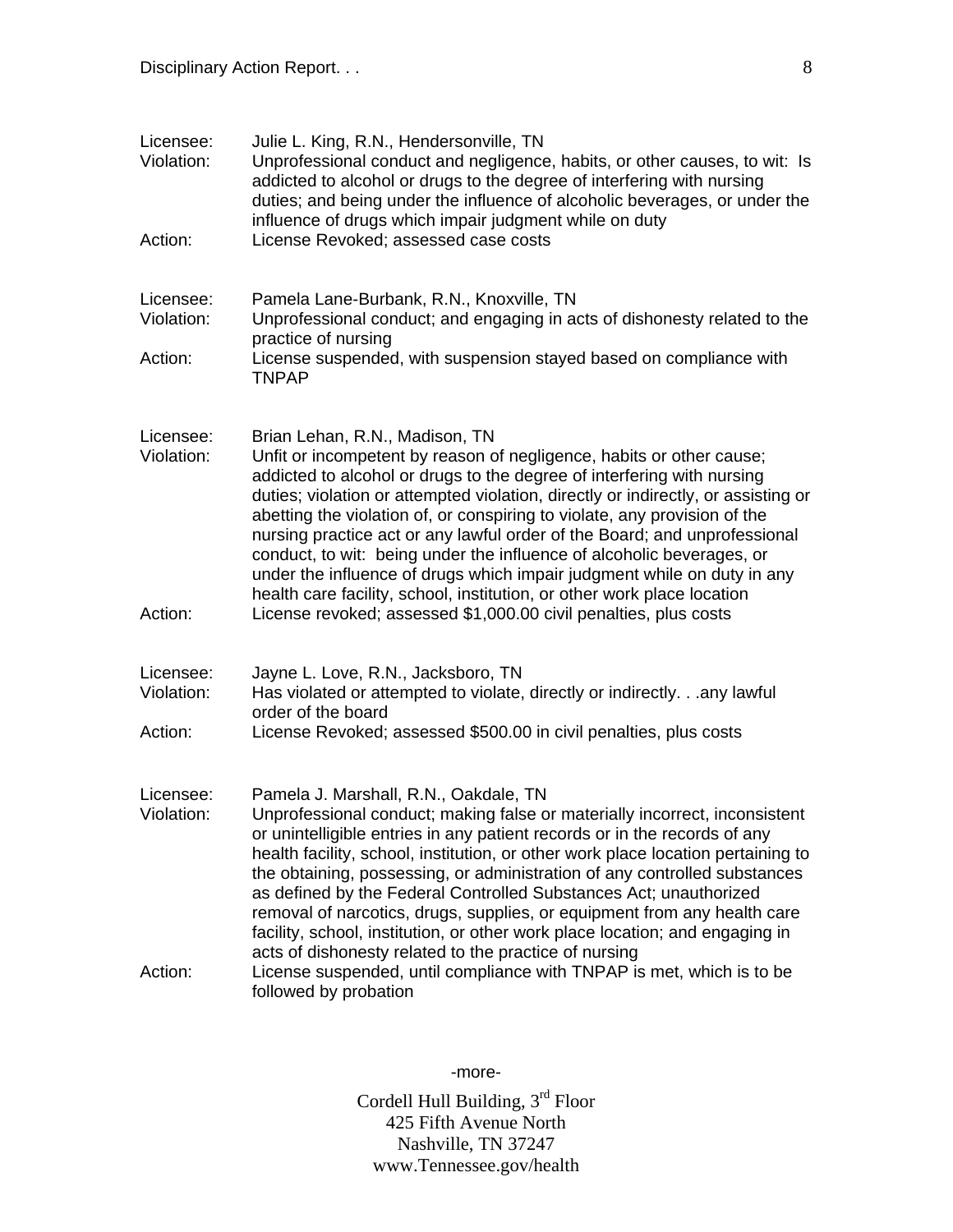Licensee: Julie L. King, R.N., Hendersonville, TN
Violation: Unprofessional conduct and negligence, habits, or other causes, to wit: Is addicted to alcohol or drugs to the degree of interfering with nursing duties; and being under the influence of alcoholic beverages, or under the influence of drugs which impair judgment while on duty
Action: License Revoked; assessed case costs

Licensee: Pamela Lane-Burbank, R.N., Knoxville, TN
Violation: Unprofessional conduct; and engaging in acts of dishonesty related to the practice of nursing
Action: License suspended, with suspension stayed based on compliance with TNPAP

Licensee: Brian Lehan, R.N., Madison, TN
Violation: Unfit or incompetent by reason of negligence, habits or other cause; addicted to alcohol or drugs to the degree of interfering with nursing duties; violation or attempted violation, directly or indirectly, or assisting or abetting the violation of, or conspiring to violate, any provision of the nursing practice act or any lawful order of the Board; and unprofessional conduct, to wit: being under the influence of alcoholic beverages, or under the influence of drugs which impair judgment while on duty in any health care facility, school, institution, or other work place location
Action: License revoked; assessed $1,000.00 civil penalties, plus costs

Licensee: Jayne L. Love, R.N., Jacksboro, TN
Violation: Has violated or attempted to violate, directly or indirectly. . .any lawful order of the board
Action: License Revoked; assessed $500.00 in civil penalties, plus costs

Licensee: Pamela J. Marshall, R.N., Oakdale, TN
Violation: Unprofessional conduct; making false or materially incorrect, inconsistent or unintelligible entries in any patient records or in the records of any health facility, school, institution, or other work place location pertaining to the obtaining, possessing, or administration of any controlled substances as defined by the Federal Controlled Substances Act; unauthorized removal of narcotics, drugs, supplies, or equipment from any health care facility, school, institution, or other work place location; and engaging in acts of dishonesty related to the practice of nursing
Action: License suspended, until compliance with TNPAP is met, which is to be followed by probation

-more-

Cordell Hull Building, 3rd Floor
425 Fifth Avenue North
Nashville, TN 37247
www.Tennessee.gov/health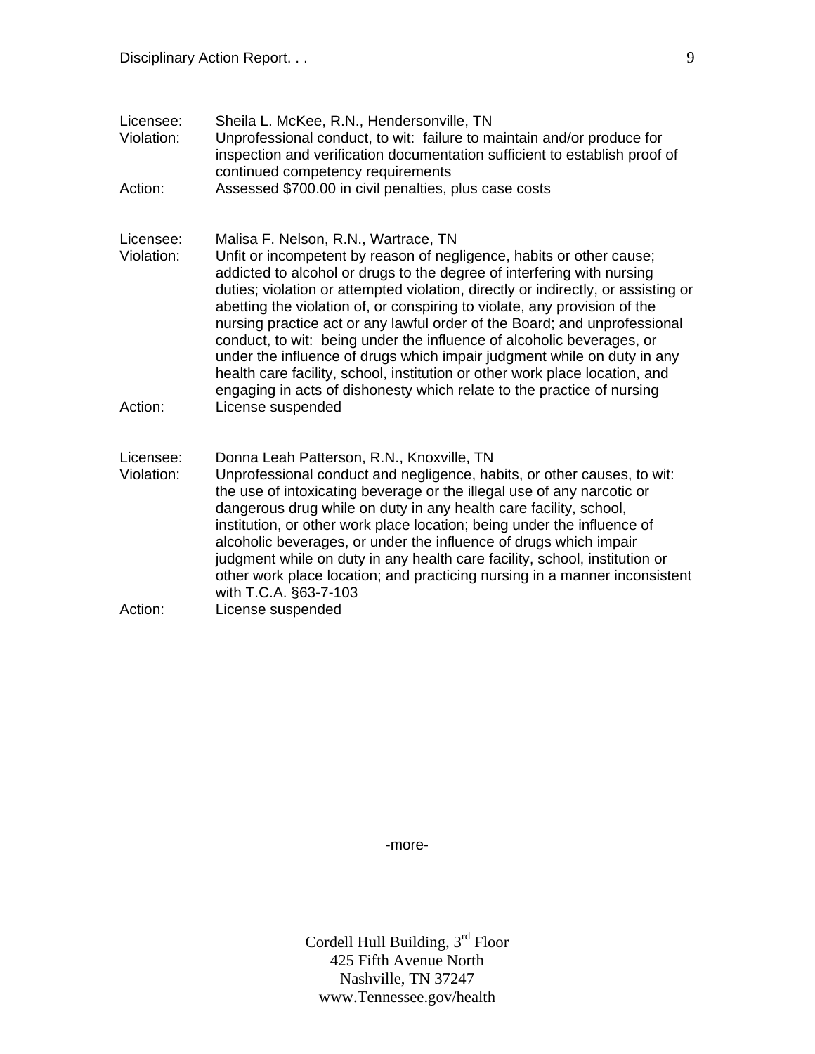Licensee: Sheila L. McKee, R.N., Hendersonville, TN
Violation: Unprofessional conduct, to wit: failure to maintain and/or produce for inspection and verification documentation sufficient to establish proof of continued competency requirements
Action: Assessed $700.00 in civil penalties, plus case costs

Licensee: Malisa F. Nelson, R.N., Wartrace, TN
Violation: Unfit or incompetent by reason of negligence, habits or other cause; addicted to alcohol or drugs to the degree of interfering with nursing duties; violation or attempted violation, directly or indirectly, or assisting or abetting the violation of, or conspiring to violate, any provision of the nursing practice act or any lawful order of the Board; and unprofessional conduct, to wit: being under the influence of alcoholic beverages, or under the influence of drugs which impair judgment while on duty in any health care facility, school, institution or other work place location, and engaging in acts of dishonesty which relate to the practice of nursing
Action: License suspended

Licensee: Donna Leah Patterson, R.N., Knoxville, TN
Violation: Unprofessional conduct and negligence, habits, or other causes, to wit: the use of intoxicating beverage or the illegal use of any narcotic or dangerous drug while on duty in any health care facility, school, institution, or other work place location; being under the influence of alcoholic beverages, or under the influence of drugs which impair judgment while on duty in any health care facility, school, institution or other work place location; and practicing nursing in a manner inconsistent with T.C.A. §63-7-103
Action: License suspended

-more-

Cordell Hull Building, 3rd Floor
425 Fifth Avenue North
Nashville, TN 37247
www.Tennessee.gov/health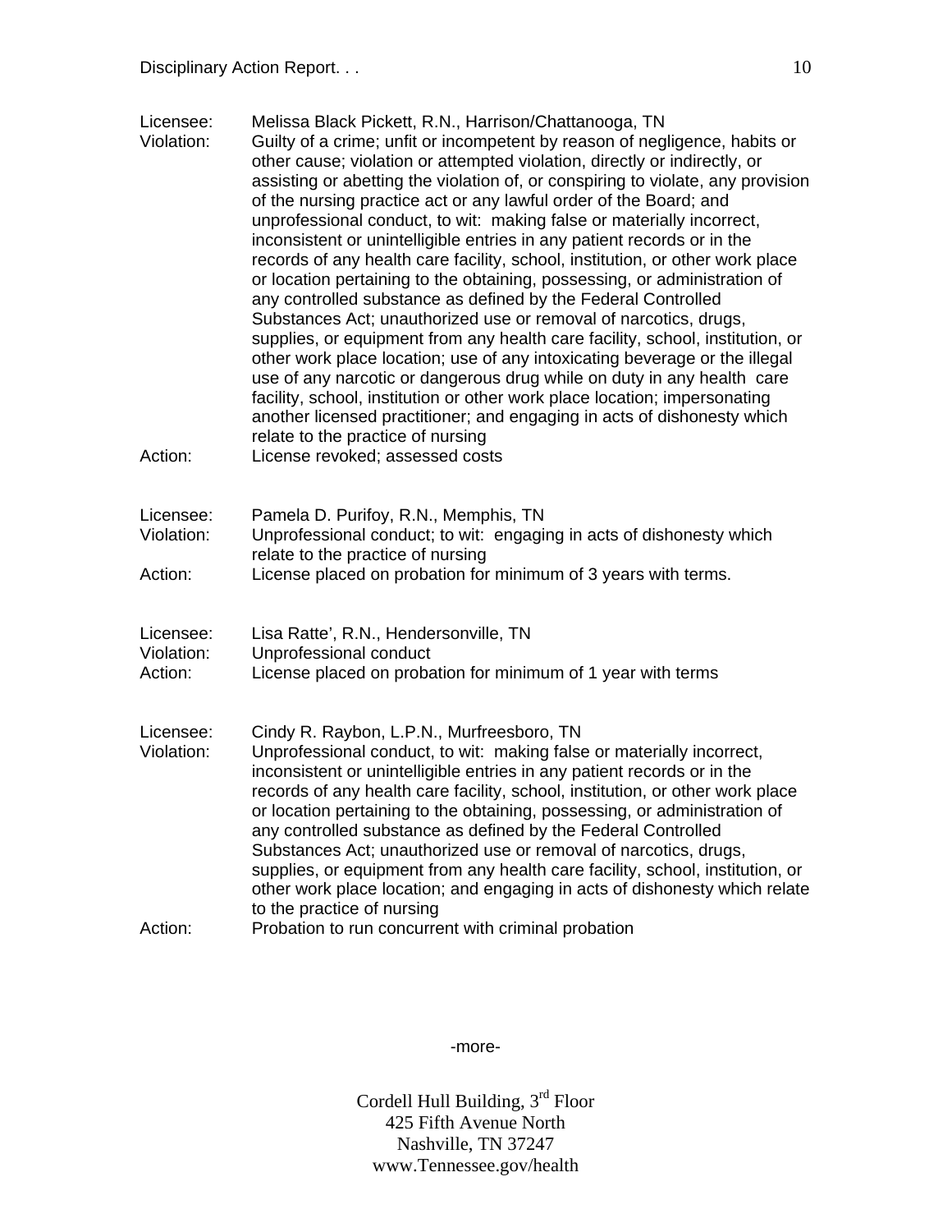Licensee: Melissa Black Pickett, R.N., Harrison/Chattanooga, TN
Violation: Guilty of a crime; unfit or incompetent by reason of negligence, habits or other cause; violation or attempted violation, directly or indirectly, or assisting or abetting the violation of, or conspiring to violate, any provision of the nursing practice act or any lawful order of the Board; and unprofessional conduct, to wit: making false or materially incorrect, inconsistent or unintelligible entries in any patient records or in the records of any health care facility, school, institution, or other work place or location pertaining to the obtaining, possessing, or administration of any controlled substance as defined by the Federal Controlled Substances Act; unauthorized use or removal of narcotics, drugs, supplies, or equipment from any health care facility, school, institution, or other work place location; use of any intoxicating beverage or the illegal use of any narcotic or dangerous drug while on duty in any health care facility, school, institution or other work place location; impersonating another licensed practitioner; and engaging in acts of dishonesty which relate to the practice of nursing
Action: License revoked; assessed costs

Licensee: Pamela D. Purifoy, R.N., Memphis, TN
Violation: Unprofessional conduct; to wit: engaging in acts of dishonesty which relate to the practice of nursing
Action: License placed on probation for minimum of 3 years with terms.

Licensee: Lisa Ratte', R.N., Hendersonville, TN
Violation: Unprofessional conduct
Action: License placed on probation for minimum of 1 year with terms

Licensee: Cindy R. Raybon, L.P.N., Murfreesboro, TN
Violation: Unprofessional conduct, to wit: making false or materially incorrect, inconsistent or unintelligible entries in any patient records or in the records of any health care facility, school, institution, or other work place or location pertaining to the obtaining, possessing, or administration of any controlled substance as defined by the Federal Controlled Substances Act; unauthorized use or removal of narcotics, drugs, supplies, or equipment from any health care facility, school, institution, or other work place location; and engaging in acts of dishonesty which relate to the practice of nursing
Action: Probation to run concurrent with criminal probation

-more-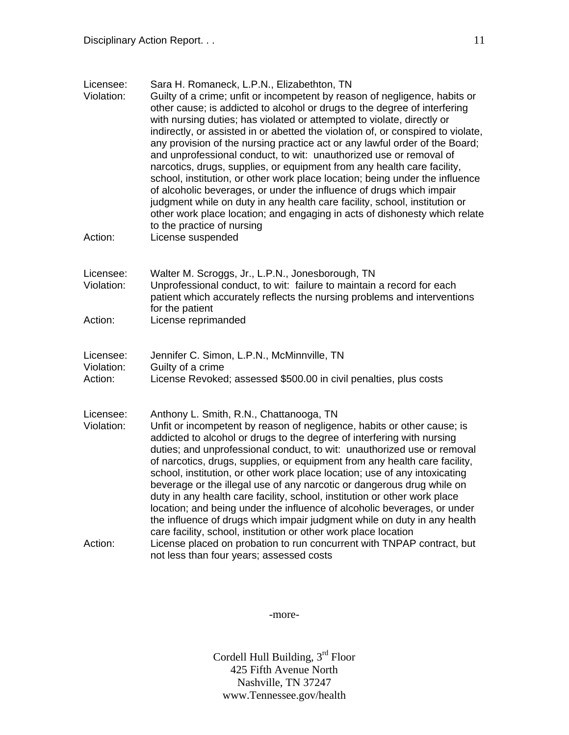Licensee: Sara H. Romaneck, L.P.N., Elizabethton, TN
Violation: Guilty of a crime; unfit or incompetent by reason of negligence, habits or other cause; is addicted to alcohol or drugs to the degree of interfering with nursing duties; has violated or attempted to violate, directly or indirectly, or assisted in or abetted the violation of, or conspired to violate, any provision of the nursing practice act or any lawful order of the Board; and unprofessional conduct, to wit: unauthorized use or removal of narcotics, drugs, supplies, or equipment from any health care facility, school, institution, or other work place location; being under the influence of alcoholic beverages, or under the influence of drugs which impair judgment while on duty in any health care facility, school, institution or other work place location; and engaging in acts of dishonesty which relate to the practice of nursing
Action: License suspended

Licensee: Walter M. Scroggs, Jr., L.P.N., Jonesborough, TN
Violation: Unprofessional conduct, to wit: failure to maintain a record for each patient which accurately reflects the nursing problems and interventions for the patient
Action: License reprimanded

Licensee: Jennifer C. Simon, L.P.N., McMinnville, TN
Violation: Guilty of a crime
Action: License Revoked; assessed $500.00 in civil penalties, plus costs

Licensee: Anthony L. Smith, R.N., Chattanooga, TN
Violation: Unfit or incompetent by reason of negligence, habits or other cause; is addicted to alcohol or drugs to the degree of interfering with nursing duties; and unprofessional conduct, to wit: unauthorized use or removal of narcotics, drugs, supplies, or equipment from any health care facility, school, institution, or other work place location; use of any intoxicating beverage or the illegal use of any narcotic or dangerous drug while on duty in any health care facility, school, institution or other work place location; and being under the influence of alcoholic beverages, or under the influence of drugs which impair judgment while on duty in any health care facility, school, institution or other work place location
Action: License placed on probation to run concurrent with TNPAP contract, but not less than four years; assessed costs

-more-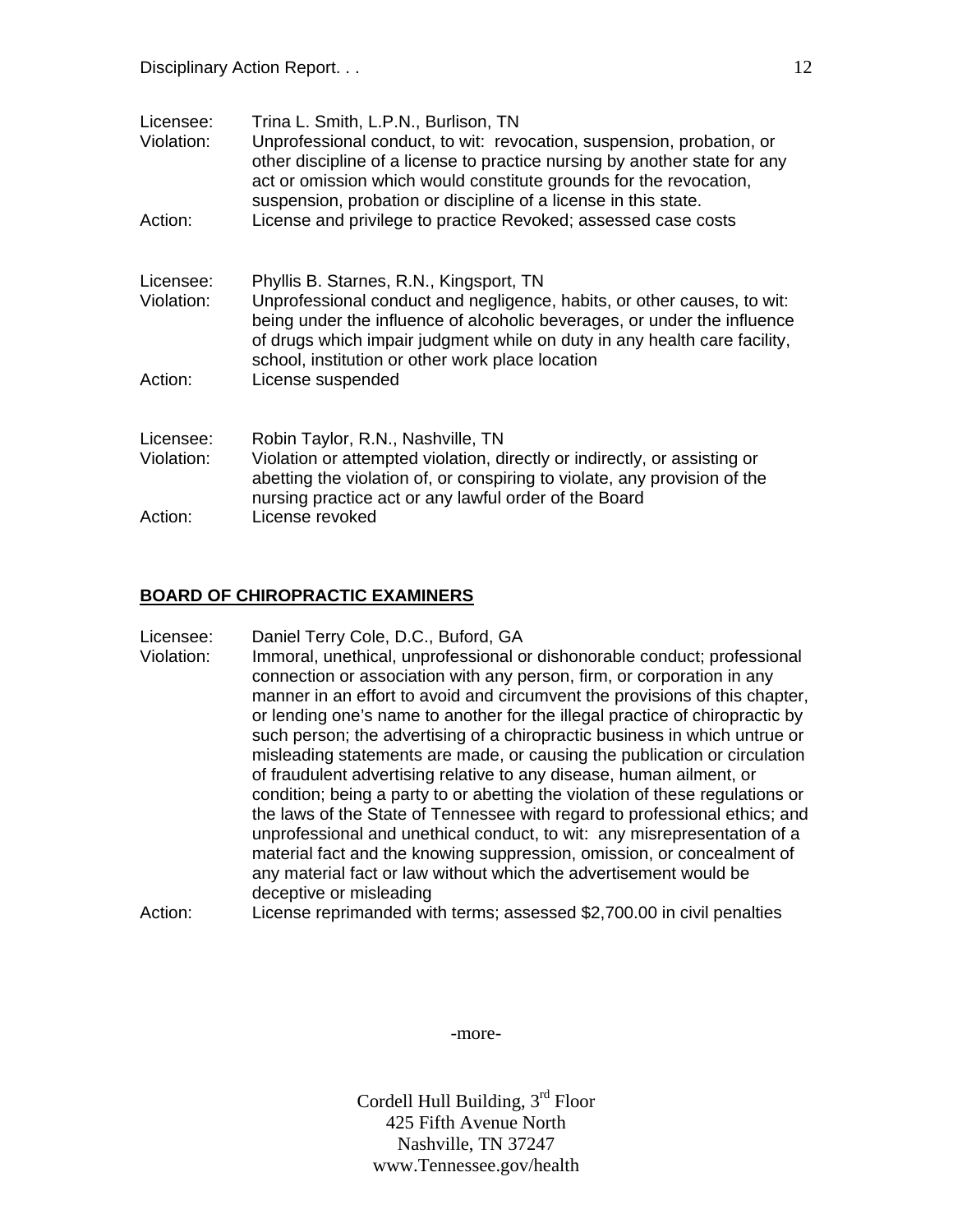Licensee: Trina L. Smith, L.P.N., Burlison, TN
Violation: Unprofessional conduct, to wit: revocation, suspension, probation, or other discipline of a license to practice nursing by another state for any act or omission which would constitute grounds for the revocation, suspension, probation or discipline of a license in this state.
Action: License and privilege to practice Revoked; assessed case costs

Licensee: Phyllis B. Starnes, R.N., Kingsport, TN
Violation: Unprofessional conduct and negligence, habits, or other causes, to wit: being under the influence of alcoholic beverages, or under the influence of drugs which impair judgment while on duty in any health care facility, school, institution or other work place location
Action: License suspended

Licensee: Robin Taylor, R.N., Nashville, TN
Violation: Violation or attempted violation, directly or indirectly, or assisting or abetting the violation of, or conspiring to violate, any provision of the nursing practice act or any lawful order of the Board
Action: License revoked

**BOARD OF CHIROPRACTIC EXAMINERS**

Licensee: Daniel Terry Cole, D.C., Buford, GA
Violation: Immoral, unethical, unprofessional or dishonorable conduct; professional connection or association with any person, firm, or corporation in any manner in an effort to avoid and circumvent the provisions of this chapter, or lending one's name to another for the illegal practice of chiropractic by such person; the advertising of a chiropractic business in which untrue or misleading statements are made, or causing the publication or circulation of fraudulent advertising relative to any disease, human ailment, or condition; being a party to or abetting the violation of these regulations or the laws of the State of Tennessee with regard to professional ethics; and unprofessional and unethical conduct, to wit: any misrepresentation of a material fact and the knowing suppression, omission, or concealment of any material fact or law without which the advertisement would be deceptive or misleading
Action: License reprimanded with terms; assessed $2,700.00 in civil penalties

-more-

Cordell Hull Building, 3rd Floor
425 Fifth Avenue North
Nashville, TN 37247
www.Tennessee.gov/health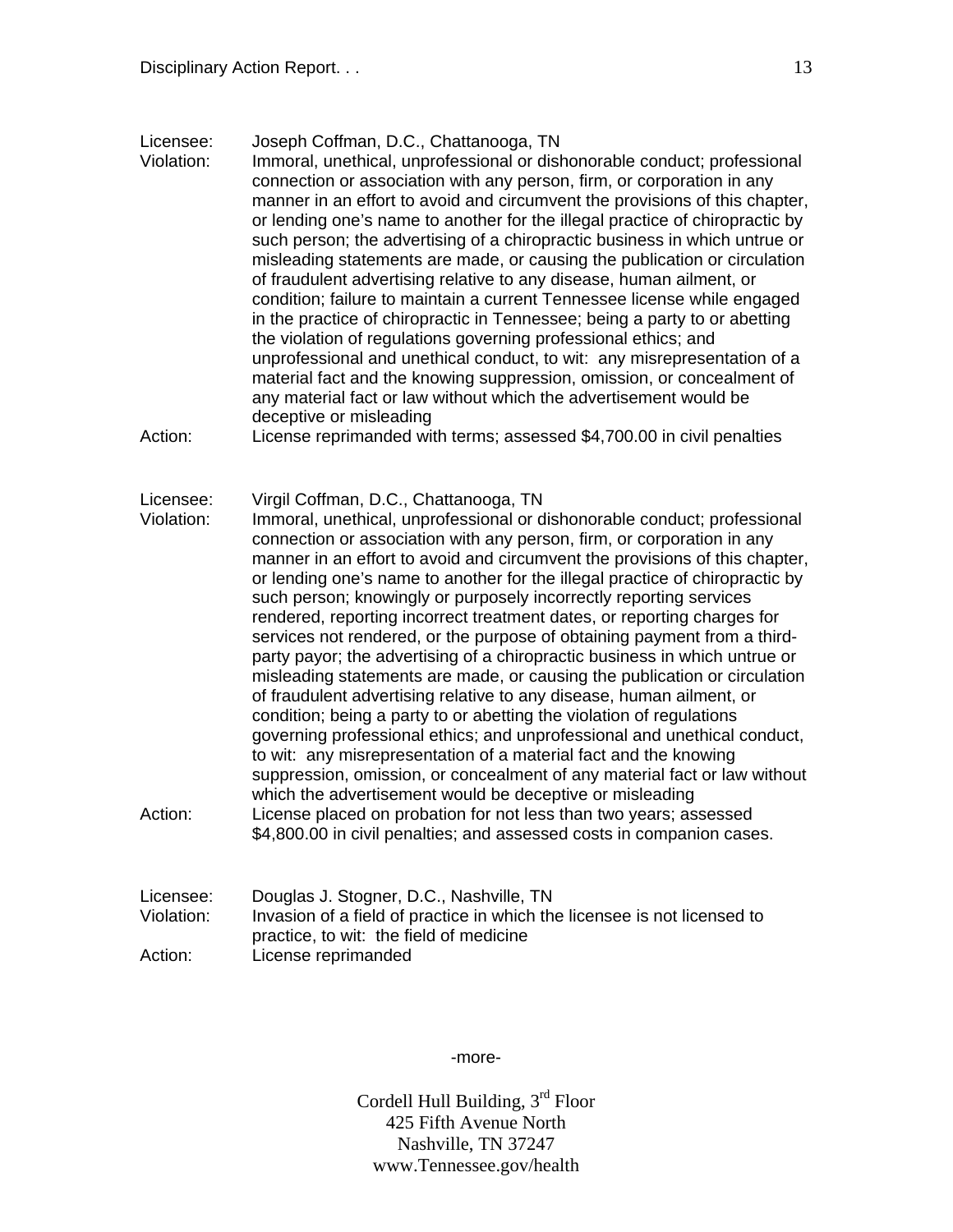Licensee: Joseph Coffman, D.C., Chattanooga, TN
Violation: Immoral, unethical, unprofessional or dishonorable conduct; professional connection or association with any person, firm, or corporation in any manner in an effort to avoid and circumvent the provisions of this chapter, or lending one's name to another for the illegal practice of chiropractic by such person; the advertising of a chiropractic business in which untrue or misleading statements are made, or causing the publication or circulation of fraudulent advertising relative to any disease, human ailment, or condition; failure to maintain a current Tennessee license while engaged in the practice of chiropractic in Tennessee; being a party to or abetting the violation of regulations governing professional ethics; and unprofessional and unethical conduct, to wit: any misrepresentation of a material fact and the knowing suppression, omission, or concealment of any material fact or law without which the advertisement would be deceptive or misleading
Action: License reprimanded with terms; assessed $4,700.00 in civil penalties

Licensee: Virgil Coffman, D.C., Chattanooga, TN
Violation: Immoral, unethical, unprofessional or dishonorable conduct; professional connection or association with any person, firm, or corporation in any manner in an effort to avoid and circumvent the provisions of this chapter, or lending one's name to another for the illegal practice of chiropractic by such person; knowingly or purposely incorrectly reporting services rendered, reporting incorrect treatment dates, or reporting charges for services not rendered, or the purpose of obtaining payment from a third-party payor; the advertising of a chiropractic business in which untrue or misleading statements are made, or causing the publication or circulation of fraudulent advertising relative to any disease, human ailment, or condition; being a party to or abetting the violation of regulations governing professional ethics; and unprofessional and unethical conduct, to wit: any misrepresentation of a material fact and the knowing suppression, omission, or concealment of any material fact or law without which the advertisement would be deceptive or misleading
Action: License placed on probation for not less than two years; assessed $4,800.00 in civil penalties; and assessed costs in companion cases.

Licensee: Douglas J. Stogner, D.C., Nashville, TN
Violation: Invasion of a field of practice in which the licensee is not licensed to practice, to wit: the field of medicine
Action: License reprimanded

-more-

Cordell Hull Building, 3rd Floor
425 Fifth Avenue North
Nashville, TN 37247
www.Tennessee.gov/health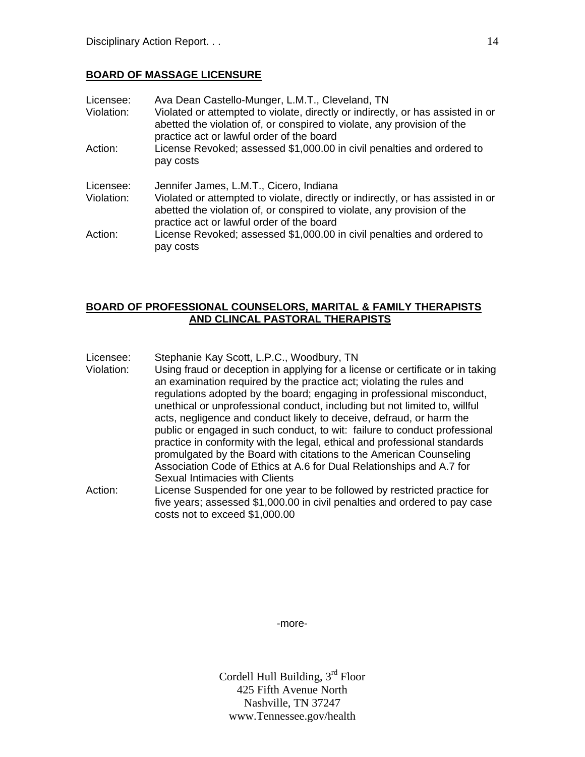## BOARD OF MASSAGE LICENSURE

Licensee: Ava Dean Castello-Munger, L.M.T., Cleveland, TN
Violation: Violated or attempted to violate, directly or indirectly, or has assisted in or abetted the violation of, or conspired to violate, any provision of the practice act or lawful order of the board
Action: License Revoked; assessed $1,000.00 in civil penalties and ordered to pay costs

Licensee: Jennifer James, L.M.T., Cicero, Indiana
Violation: Violated or attempted to violate, directly or indirectly, or has assisted in or abetted the violation of, or conspired to violate, any provision of the practice act or lawful order of the board
Action: License Revoked; assessed $1,000.00 in civil penalties and ordered to pay costs

## BOARD OF PROFESSIONAL COUNSELORS, MARITAL & FAMILY THERAPISTS AND CLINCAL PASTORAL THERAPISTS

Licensee: Stephanie Kay Scott, L.P.C., Woodbury, TN
Violation: Using fraud or deception in applying for a license or certificate or in taking an examination required by the practice act; violating the rules and regulations adopted by the board; engaging in professional misconduct, unethical or unprofessional conduct, including but not limited to, willful acts, negligence and conduct likely to deceive, defraud, or harm the public or engaged in such conduct, to wit: failure to conduct professional practice in conformity with the legal, ethical and professional standards promulgated by the Board with citations to the American Counseling Association Code of Ethics at A.6 for Dual Relationships and A.7 for Sexual Intimacies with Clients
Action: License Suspended for one year to be followed by restricted practice for five years; assessed $1,000.00 in civil penalties and ordered to pay case costs not to exceed $1,000.00

-more-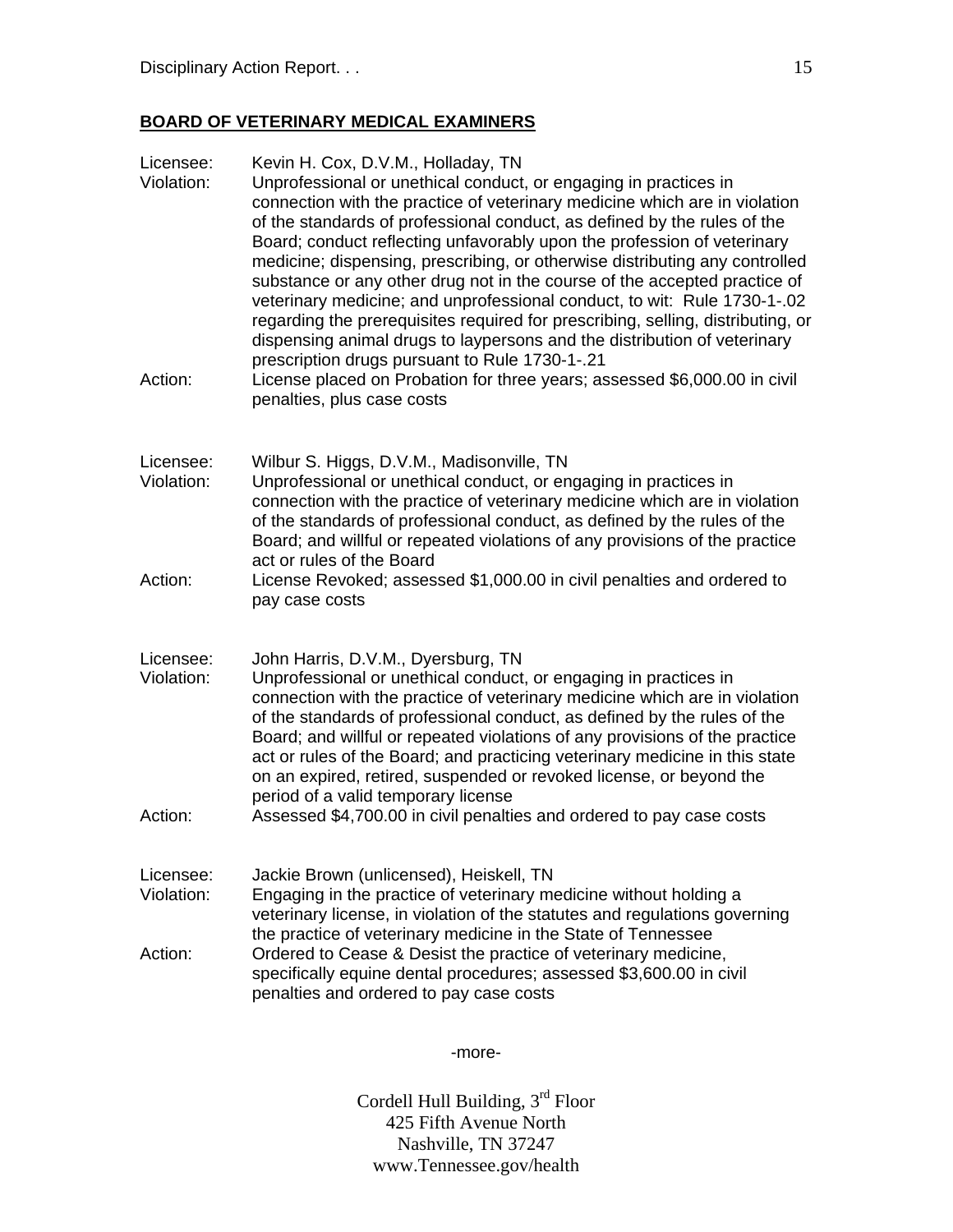## BOARD OF VETERINARY MEDICAL EXAMINERS

Licensee: Kevin H. Cox, D.V.M., Holladay, TN
Violation: Unprofessional or unethical conduct, or engaging in practices in connection with the practice of veterinary medicine which are in violation of the standards of professional conduct, as defined by the rules of the Board; conduct reflecting unfavorably upon the profession of veterinary medicine; dispensing, prescribing, or otherwise distributing any controlled substance or any other drug not in the course of the accepted practice of veterinary medicine; and unprofessional conduct, to wit: Rule 1730-1-.02 regarding the prerequisites required for prescribing, selling, distributing, or dispensing animal drugs to laypersons and the distribution of veterinary prescription drugs pursuant to Rule 1730-1-.21
Action: License placed on Probation for three years; assessed $6,000.00 in civil penalties, plus case costs

Licensee: Wilbur S. Higgs, D.V.M., Madisonville, TN
Violation: Unprofessional or unethical conduct, or engaging in practices in connection with the practice of veterinary medicine which are in violation of the standards of professional conduct, as defined by the rules of the Board; and willful or repeated violations of any provisions of the practice act or rules of the Board
Action: License Revoked; assessed $1,000.00 in civil penalties and ordered to pay case costs

Licensee: John Harris, D.V.M., Dyersburg, TN
Violation: Unprofessional or unethical conduct, or engaging in practices in connection with the practice of veterinary medicine which are in violation of the standards of professional conduct, as defined by the rules of the Board; and willful or repeated violations of any provisions of the practice act or rules of the Board; and practicing veterinary medicine in this state on an expired, retired, suspended or revoked license, or beyond the period of a valid temporary license
Action: Assessed $4,700.00 in civil penalties and ordered to pay case costs

Licensee: Jackie Brown (unlicensed), Heiskell, TN
Violation: Engaging in the practice of veterinary medicine without holding a veterinary license, in violation of the statutes and regulations governing the practice of veterinary medicine in the State of Tennessee
Action: Ordered to Cease & Desist the practice of veterinary medicine, specifically equine dental procedures; assessed $3,600.00 in civil penalties and ordered to pay case costs

-more-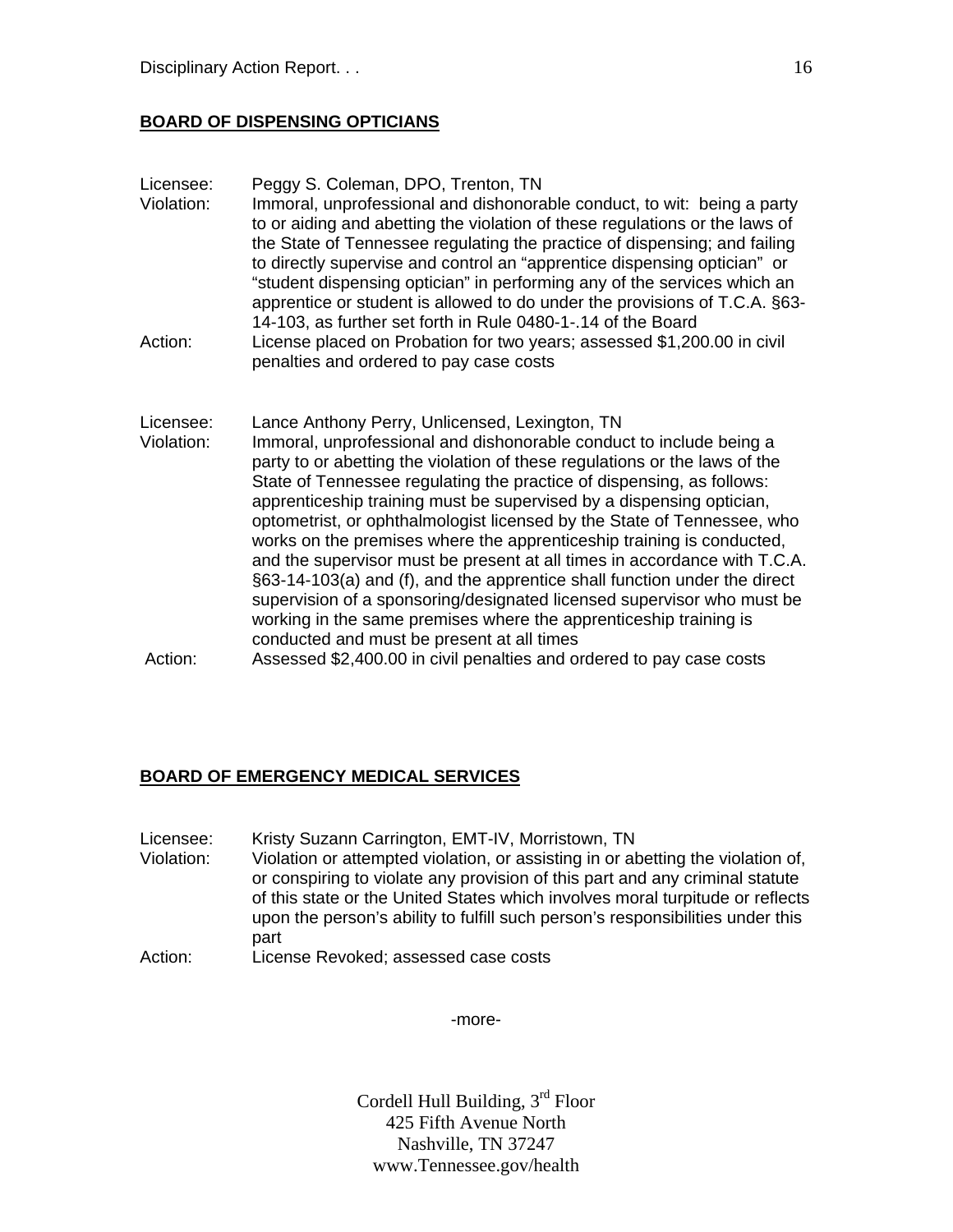## BOARD OF DISPENSING OPTICIANS

Licensee: Peggy S. Coleman, DPO, Trenton, TN
Violation: Immoral, unprofessional and dishonorable conduct, to wit: being a party to or aiding and abetting the violation of these regulations or the laws of the State of Tennessee regulating the practice of dispensing; and failing to directly supervise and control an "apprentice dispensing optician" or "student dispensing optician" in performing any of the services which an apprentice or student is allowed to do under the provisions of T.C.A. §63-14-103, as further set forth in Rule 0480-1-.14 of the Board
Action: License placed on Probation for two years; assessed $1,200.00 in civil penalties and ordered to pay case costs

Licensee: Lance Anthony Perry, Unlicensed, Lexington, TN
Violation: Immoral, unprofessional and dishonorable conduct to include being a party to or abetting the violation of these regulations or the laws of the State of Tennessee regulating the practice of dispensing, as follows: apprenticeship training must be supervised by a dispensing optician, optometrist, or ophthalmologist licensed by the State of Tennessee, who works on the premises where the apprenticeship training is conducted, and the supervisor must be present at all times in accordance with T.C.A. §63-14-103(a) and (f), and the apprentice shall function under the direct supervision of a sponsoring/designated licensed supervisor who must be working in the same premises where the apprenticeship training is conducted and must be present at all times
Action: Assessed $2,400.00 in civil penalties and ordered to pay case costs

## BOARD OF EMERGENCY MEDICAL SERVICES

Licensee: Kristy Suzann Carrington, EMT-IV, Morristown, TN
Violation: Violation or attempted violation, or assisting in or abetting the violation of, or conspiring to violate any provision of this part and any criminal statute of this state or the United States which involves moral turpitude or reflects upon the person's ability to fulfill such person's responsibilities under this part
Action: License Revoked; assessed case costs

-more-

Cordell Hull Building, 3rd Floor
425 Fifth Avenue North
Nashville, TN 37247
www.Tennessee.gov/health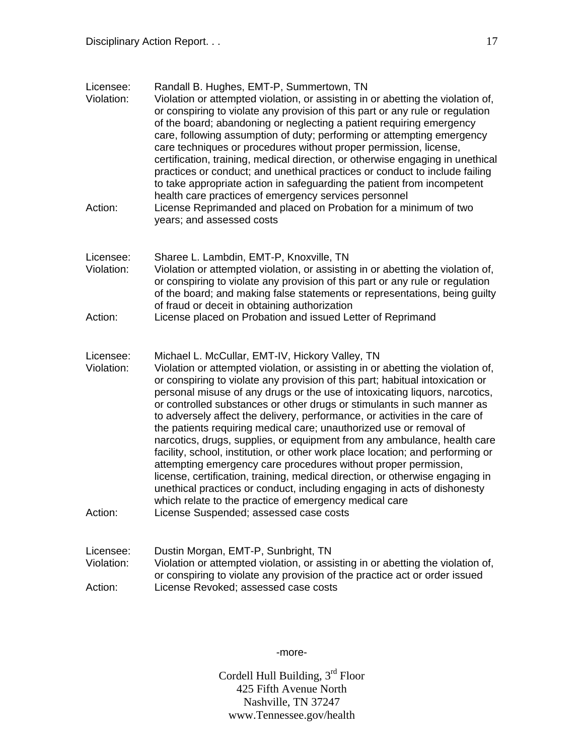Licensee: Randall B. Hughes, EMT-P, Summertown, TN
Violation: Violation or attempted violation, or assisting in or abetting the violation of, or conspiring to violate any provision of this part or any rule or regulation of the board; abandoning or neglecting a patient requiring emergency care, following assumption of duty; performing or attempting emergency care techniques or procedures without proper permission, license, certification, training, medical direction, or otherwise engaging in unethical practices or conduct; and unethical practices or conduct to include failing to take appropriate action in safeguarding the patient from incompetent health care practices of emergency services personnel
Action: License Reprimanded and placed on Probation for a minimum of two years; and assessed costs

Licensee: Sharee L. Lambdin, EMT-P, Knoxville, TN
Violation: Violation or attempted violation, or assisting in or abetting the violation of, or conspiring to violate any provision of this part or any rule or regulation of the board; and making false statements or representations, being guilty of fraud or deceit in obtaining authorization
Action: License placed on Probation and issued Letter of Reprimand

Licensee: Michael L. McCullar, EMT-IV, Hickory Valley, TN
Violation: Violation or attempted violation, or assisting in or abetting the violation of, or conspiring to violate any provision of this part; habitual intoxication or personal misuse of any drugs or the use of intoxicating liquors, narcotics, or controlled substances or other drugs or stimulants in such manner as to adversely affect the delivery, performance, or activities in the care of the patients requiring medical care; unauthorized use or removal of narcotics, drugs, supplies, or equipment from any ambulance, health care facility, school, institution, or other work place location; and performing or attempting emergency care procedures without proper permission, license, certification, training, medical direction, or otherwise engaging in unethical practices or conduct, including engaging in acts of dishonesty which relate to the practice of emergency medical care
Action: License Suspended; assessed case costs

Licensee: Dustin Morgan, EMT-P, Sunbright, TN
Violation: Violation or attempted violation, or assisting in or abetting the violation of, or conspiring to violate any provision of the practice act or order issued
Action: License Revoked; assessed case costs

-more-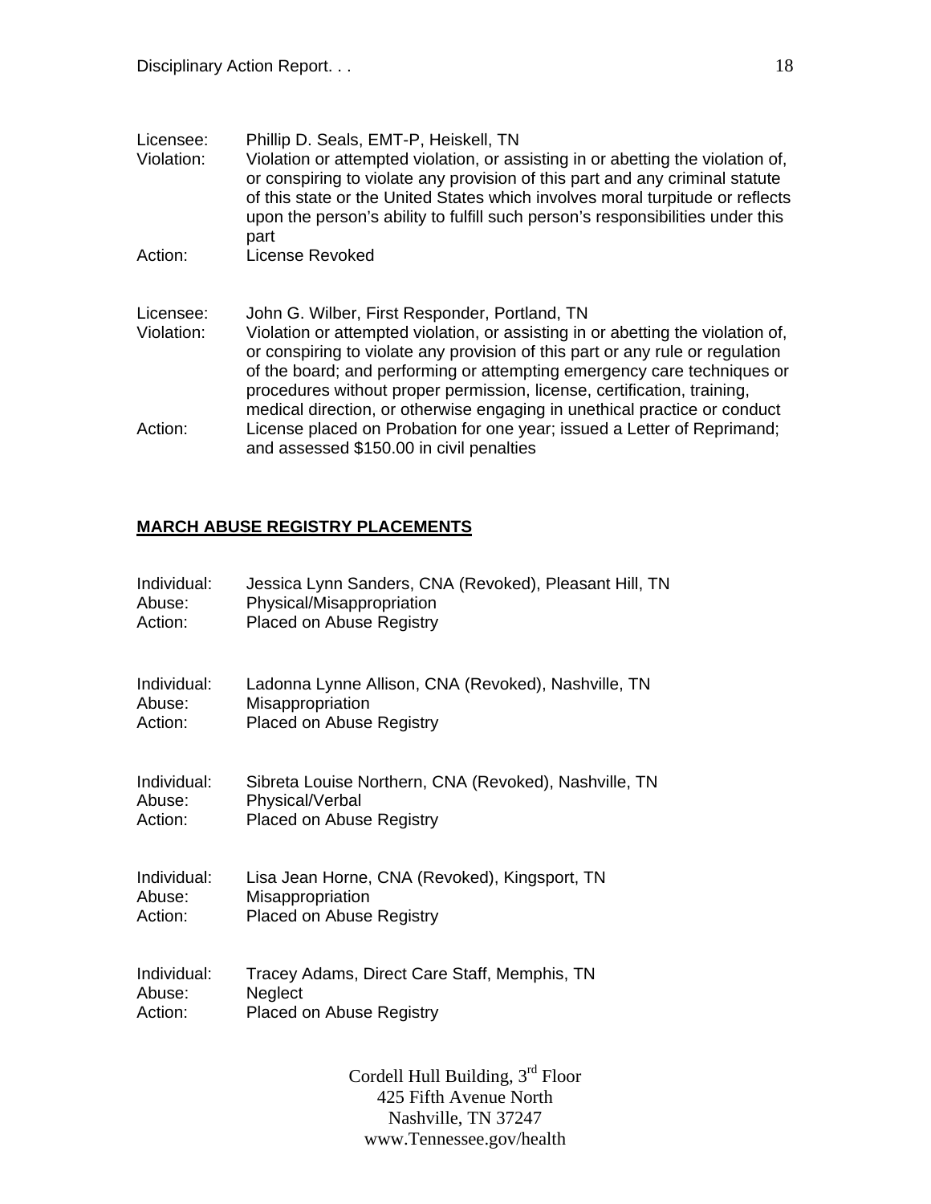Licensee: Phillip D. Seals, EMT-P, Heiskell, TN
Violation: Violation or attempted violation, or assisting in or abetting the violation of, or conspiring to violate any provision of this part and any criminal statute of this state or the United States which involves moral turpitude or reflects upon the person's ability to fulfill such person's responsibilities under this part
Action: License Revoked

Licensee: John G. Wilber, First Responder, Portland, TN
Violation: Violation or attempted violation, or assisting in or abetting the violation of, or conspiring to violate any provision of this part or any rule or regulation of the board; and performing or attempting emergency care techniques or procedures without proper permission, license, certification, training, medical direction, or otherwise engaging in unethical practice or conduct
Action: License placed on Probation for one year; issued a Letter of Reprimand; and assessed $150.00 in civil penalties

## MARCH ABUSE REGISTRY PLACEMENTS

Individual: Jessica Lynn Sanders, CNA (Revoked), Pleasant Hill, TN
Abuse: Physical/Misappropriation
Action: Placed on Abuse Registry

Individual: Ladonna Lynne Allison, CNA (Revoked), Nashville, TN
Abuse: Misappropriation
Action: Placed on Abuse Registry

Individual: Sibreta Louise Northern, CNA (Revoked), Nashville, TN
Abuse: Physical/Verbal
Action: Placed on Abuse Registry

Individual: Lisa Jean Horne, CNA (Revoked), Kingsport, TN
Abuse: Misappropriation
Action: Placed on Abuse Registry

Individual: Tracey Adams, Direct Care Staff, Memphis, TN
Abuse: Neglect
Action: Placed on Abuse Registry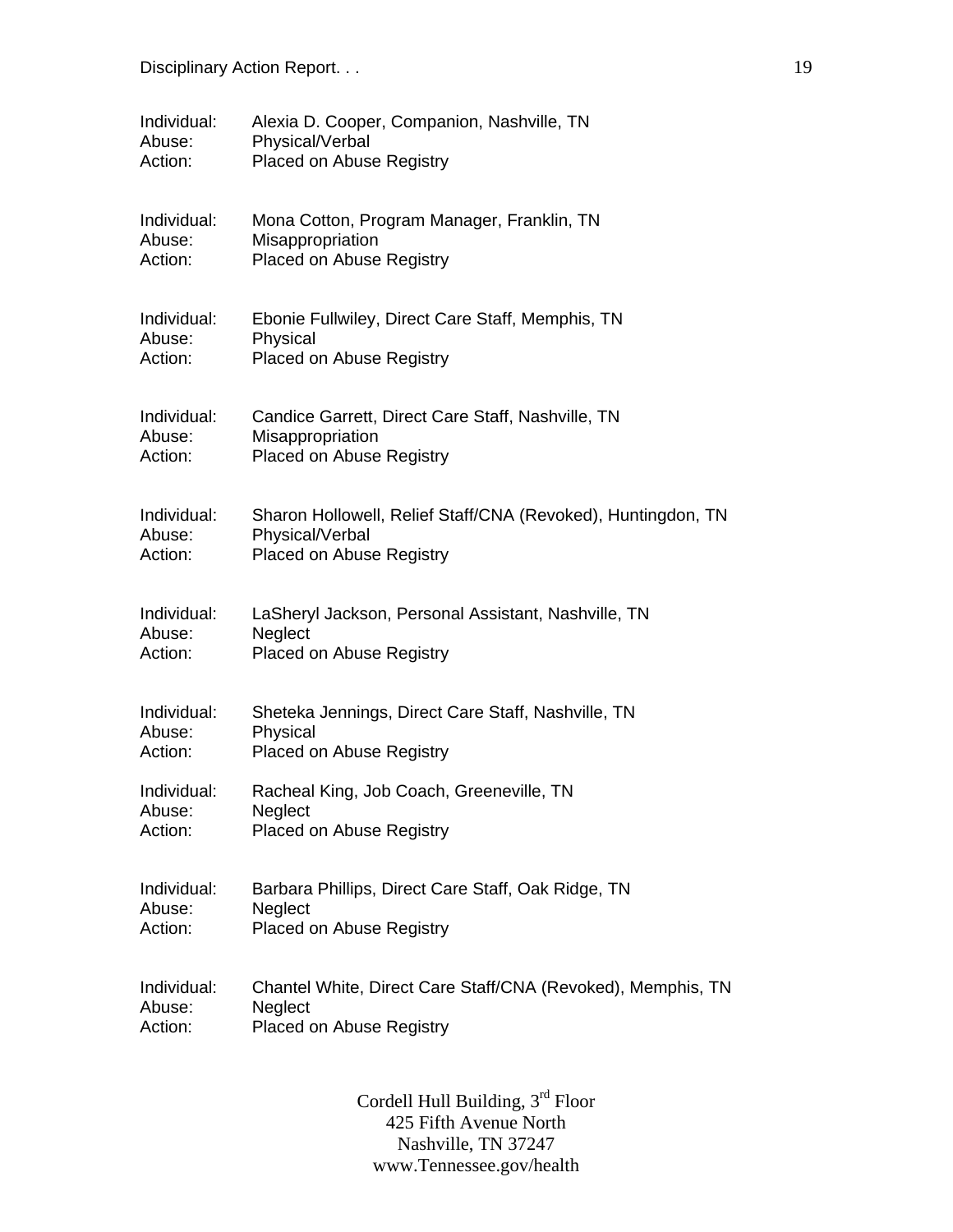Individual: Alexia D. Cooper, Companion, Nashville, TN
Abuse: Physical/Verbal
Action: Placed on Abuse Registry

Individual: Mona Cotton, Program Manager, Franklin, TN
Abuse: Misappropriation
Action: Placed on Abuse Registry

Individual: Ebonie Fullwiley, Direct Care Staff, Memphis, TN
Abuse: Physical
Action: Placed on Abuse Registry

Individual: Candice Garrett, Direct Care Staff, Nashville, TN
Abuse: Misappropriation
Action: Placed on Abuse Registry

Individual: Sharon Hollowell, Relief Staff/CNA (Revoked), Huntingdon, TN
Abuse: Physical/Verbal
Action: Placed on Abuse Registry

Individual: LaSheryl Jackson, Personal Assistant, Nashville, TN
Abuse: Neglect
Action: Placed on Abuse Registry

Individual: Sheteka Jennings, Direct Care Staff, Nashville, TN
Abuse: Physical
Action: Placed on Abuse Registry

Individual: Racheal King, Job Coach, Greeneville, TN
Abuse: Neglect
Action: Placed on Abuse Registry

Individual: Barbara Phillips, Direct Care Staff, Oak Ridge, TN
Abuse: Neglect
Action: Placed on Abuse Registry

Individual: Chantel White, Direct Care Staff/CNA (Revoked), Memphis, TN
Abuse: Neglect
Action: Placed on Abuse Registry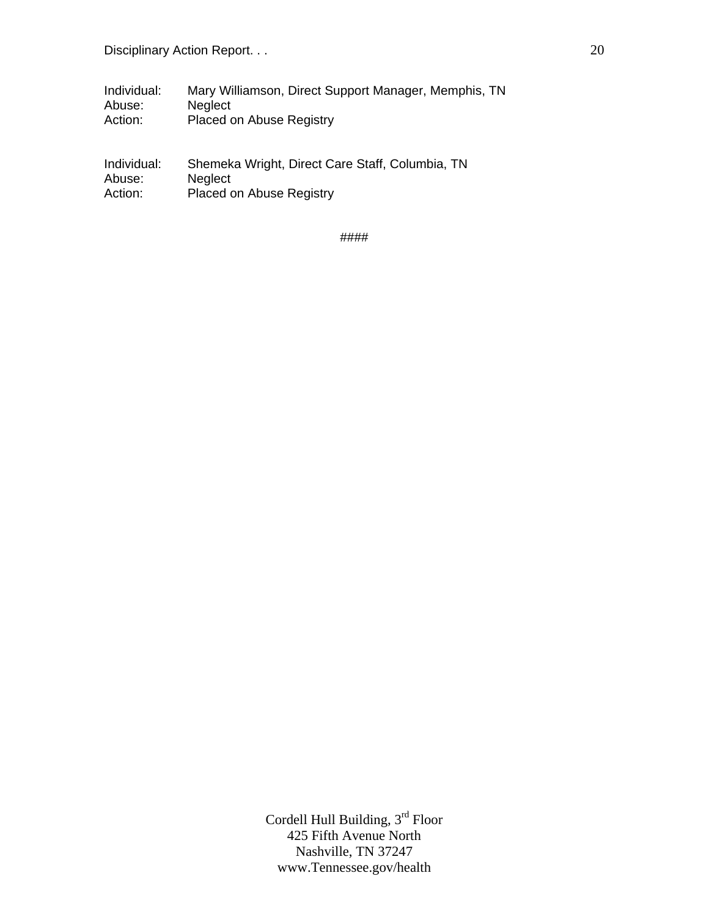Individual: Mary Williamson, Direct Support Manager, Memphis, TN
Abuse: Neglect
Action: Placed on Abuse Registry

Individual: Shemeka Wright, Direct Care Staff, Columbia, TN
Abuse: Neglect
Action: Placed on Abuse Registry

####

Cordell Hull Building, 3rd Floor
425 Fifth Avenue North
Nashville, TN 37247
www.Tennessee.gov/health